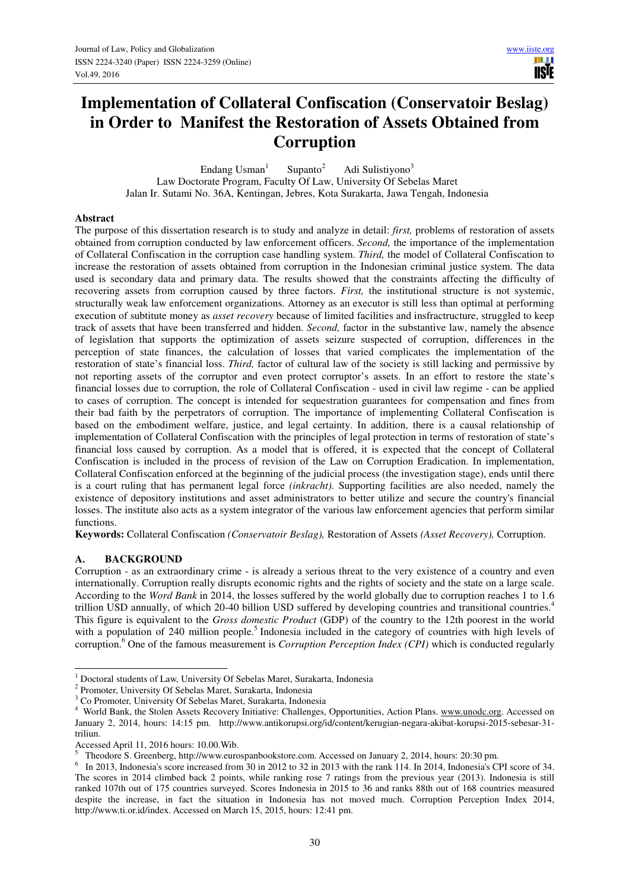# Implementation of Collateral Confiscation (Conservatoir Beslag) in Order to Manifest the Restoration of Assets Obtained from Corruption

Endang Usman[1] Supanto[2] Adi Sulistiyono[3]

Law Doctorate Program, Faculty Of Law, University Of Sebelas Maret

Jalan Ir. Sutami No. 36A, Kentingan, Jebres, Kota Surakarta, Jawa Tengah, Indonesia

## Abstract

The purpose of this dissertation research is to study and analyze in detail: *first,* problems of restoration of assets obtained from corruption conducted by law enforcement officers. *Second,* the importance of the implementation of Collateral Confiscation in the corruption case handling system. *Third,* the model of Collateral Confiscation to increase the restoration of assets obtained from corruption in the Indonesian criminal justice system. The data used is secondary data and primary data. The results showed that the constraints affecting the difficulty of recovering assets from corruption caused by three factors. *First,* the institutional structure is not systemic, structurally weak law enforcement organizations. Attorney as an executor is still less than optimal at performing execution of subtitute money as *asset recovery* because of limited facilities and insfractructure, struggled to keep track of assets that have been transferred and hidden. *Second,* factor in the substantive law, namely the absence of legislation that supports the optimization of assets seizure suspected of corruption, differences in the perception of state finances, the calculation of losses that varied complicates the implementation of the restoration of state's financial loss. *Third,* factor of cultural law of the society is still lacking and permissive by not reporting assets of the corruptor and even protect corruptor's assets. In an effort to restore the state's financial losses due to corruption, the role of Collateral Confiscation - used in civil law regime - can be applied to cases of corruption. The concept is intended for sequestration guarantees for compensation and fines from their bad faith by the perpetrators of corruption. The importance of implementing Collateral Confiscation is based on the embodiment welfare, justice, and legal certainty. In addition, there is a causal relationship of implementation of Collateral Confiscation with the principles of legal protection in terms of restoration of state's financial loss caused by corruption. As a model that is offered, it is expected that the concept of Collateral Confiscation is included in the process of revision of the Law on Corruption Eradication. In implementation, Collateral Confiscation enforced at the beginning of the judicial process (the investigation stage), ends until there is a court ruling that has permanent legal force *(inkracht).* Supporting facilities are also needed, namely the existence of depository institutions and asset administrators to better utilize and secure the country's financial losses. The institute also acts as a system integrator of the various law enforcement agencies that perform similar functions.

**Keywords:** Collateral Confiscation *(Conservatoir Beslag),* Restoration of Assets *(Asset Recovery),* Corruption.

## A. BACKGROUND

Corruption - as an extraordinary crime - is already a serious threat to the very existence of a country and even internationally. Corruption really disrupts economic rights and the rights of society and the state on a large scale. According to the *Word Bank* in 2014, the losses suffered by the world globally due to corruption reaches 1 to 1.6 trillion USD annually, of which 20-40 billion USD suffered by developing countries and transitional countries.[4] This figure is equivalent to the *Gross domestic Product* (GDP) of the country to the 12th poorest in the world with a population of 240 million people.[5] Indonesia included in the category of countries with high levels of corruption.[6] One of the famous measurement is *Corruption Perception Index (CPI)* which is conducted regularly

---

[1] Doctoral students of Law, University Of Sebelas Maret, Surakarta, Indonesia

[2] Promoter, University Of Sebelas Maret, Surakarta, Indonesia

[3] Co Promoter, University Of Sebelas Maret, Surakarta, Indonesia

[4] World Bank, the Stolen Assets Recovery Initiative: Challenges, Opportunities, Action Plans. www.unodc.org. Accessed on January 2, 2014, hours: 14:15 pm. http://www.antikorupsi.org/id/content/kerugian-negara-akibat-korupsi-2015-sebesar-31-triliun.
Accessed April 11, 2016 hours: 10.00.Wib.

[5] Theodore S. Greenberg, http://www.eurospanbookstore.com. Accessed on January 2, 2014, hours: 20:30 pm.

[6] In 2013, Indonesia's score increased from 30 in 2012 to 32 in 2013 with the rank 114. In 2014, Indonesia's CPI score of 34. The scores in 2014 climbed back 2 points, while ranking rose 7 ratings from the previous year (2013). Indonesia is still ranked 107th out of 175 countries surveyed. Scores Indonesia in 2015 to 36 and ranks 88th out of 168 countries measured despite the increase, in fact the situation in Indonesia has not moved much. Corruption Perception Index 2014, http://www.ti.or.id/index. Accessed on March 15, 2015, hours: 12:41 pm.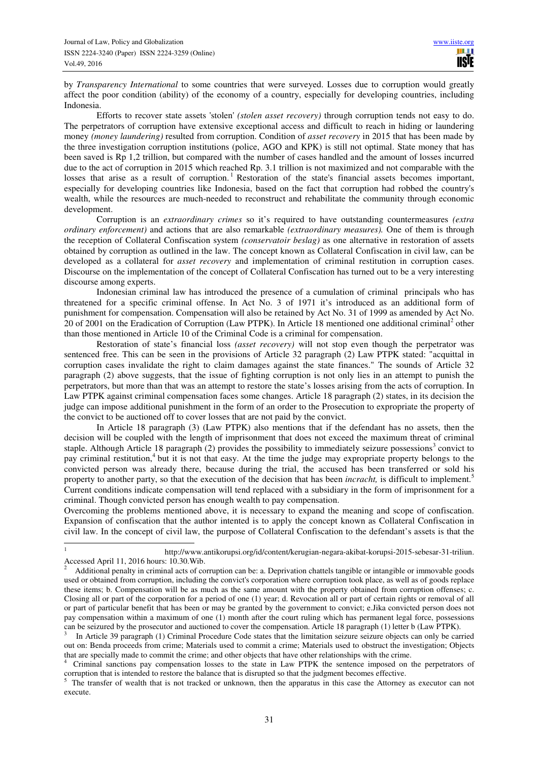by *Transparency International* to some countries that were surveyed. Losses due to corruption would greatly affect the poor condition (ability) of the economy of a country, especially for developing countries, including Indonesia.

Efforts to recover state assets 'stolen' *(stolen asset recovery)* through corruption tends not easy to do. The perpetrators of corruption have extensive exceptional access and difficult to reach in hiding or laundering money *(money laundering)* resulted from corruption. Condition of *asset recovery* in 2015 that has been made by the three investigation corruption institutions (police, AGO and KPK) is still not optimal. State money that has been saved is Rp 1,2 trillion, but compared with the number of cases handled and the amount of losses incurred due to the act of corruption in 2015 which reached Rp. 3.1 trillion is not maximized and not comparable with the losses that arise as a result of corruption.[1] Restoration of the state's financial assets becomes important, especially for developing countries like Indonesia, based on the fact that corruption had robbed the country's wealth, while the resources are much-needed to reconstruct and rehabilitate the community through economic development.

Corruption is an *extraordinary crimes* so it's required to have outstanding countermeasures *(extra ordinary enforcement)* and actions that are also remarkable *(extraordinary measures).* One of them is through the reception of Collateral Confiscation system *(conservatoir beslag)* as one alternative in restoration of assets obtained by corruption as outlined in the law. The concept known as Collateral Confiscation in civil law, can be developed as a collateral for *asset recovery* and implementation of criminal restitution in corruption cases. Discourse on the implementation of the concept of Collateral Confiscation has turned out to be a very interesting discourse among experts.

Indonesian criminal law has introduced the presence of a cumulation of criminal principals who has threatened for a specific criminal offense. In Act No. 3 of 1971 it's introduced as an additional form of punishment for compensation. Compensation will also be retained by Act No. 31 of 1999 as amended by Act No. 20 of 2001 on the Eradication of Corruption (Law PTPK). In Article 18 mentioned one additional criminal[2] other than those mentioned in Article 10 of the Criminal Code is a criminal for compensation.

Restoration of state's financial loss *(asset recovery)* will not stop even though the perpetrator was sentenced free. This can be seen in the provisions of Article 32 paragraph (2) Law PTPK stated: "acquittal in corruption cases invalidate the right to claim damages against the state finances." The sounds of Article 32 paragraph (2) above suggests, that the issue of fighting corruption is not only lies in an attempt to punish the perpetrators, but more than that was an attempt to restore the state's losses arising from the acts of corruption. In Law PTPK against criminal compensation faces some changes. Article 18 paragraph (2) states, in its decision the judge can impose additional punishment in the form of an order to the Prosecution to expropriate the property of the convict to be auctioned off to cover losses that are not paid by the convict.

In Article 18 paragraph (3) (Law PTPK) also mentions that if the defendant has no assets, then the decision will be coupled with the length of imprisonment that does not exceed the maximum threat of criminal staple. Although Article 18 paragraph (2) provides the possibility to immediately seizure possessions[3] convict to pay criminal restitution,[4] but it is not that easy. At the time the judge may expropriate property belongs to the convicted person was already there, because during the trial, the accused has been transferred or sold his property to another party, so that the execution of the decision that has been *incracht,* is difficult to implement.[5] Current conditions indicate compensation will tend replaced with a subsidiary in the form of imprisonment for a criminal. Though convicted person has enough wealth to pay compensation.

Overcoming the problems mentioned above, it is necessary to expand the meaning and scope of confiscation. Expansion of confiscation that the author intented is to apply the concept known as Collateral Confiscation in civil law. In the concept of civil law, the purpose of Collateral Confiscation to the defendant's assets is that the

---

[1] http://www.antikorupsi.org/id/content/kerugian-negara-akibat-korupsi-2015-sebesar-31-triliun. Accessed April 11, 2016 hours: 10.30.Wib.

[2] Additional penalty in criminal acts of corruption can be: a. Deprivation chattels tangible or intangible or immovable goods used or obtained from corruption, including the convict's corporation where corruption took place, as well as of goods replace these items; b. Compensation will be as much as the same amount with the property obtained from corruption offenses; c. Closing all or part of the corporation for a period of one (1) year; d. Revocation all or part of certain rights or removal of all or part of particular benefit that has been or may be granted by the government to convict; e.Jika convicted person does not pay compensation within a maximum of one (1) month after the court ruling which has permanent legal force, possessions can be seizured by the prosecutor and auctioned to cover the compensation. Article 18 paragraph (1) letter b (Law PTPK).

[3] In Article 39 paragraph (1) Criminal Procedure Code states that the limitation seizure seizure objects can only be carried out on: Benda proceeds from crime; Materials used to commit a crime; Materials used to obstruct the investigation; Objects that are specially made to commit the crime; and other objects that have other relationships with the crime.

[4] Criminal sanctions pay compensation losses to the state in Law PTPK the sentence imposed on the perpetrators of corruption that is intended to restore the balance that is disrupted so that the judgment becomes effective.

[5] The transfer of wealth that is not tracked or unknown, then the apparatus in this case the Attorney as executor can not execute.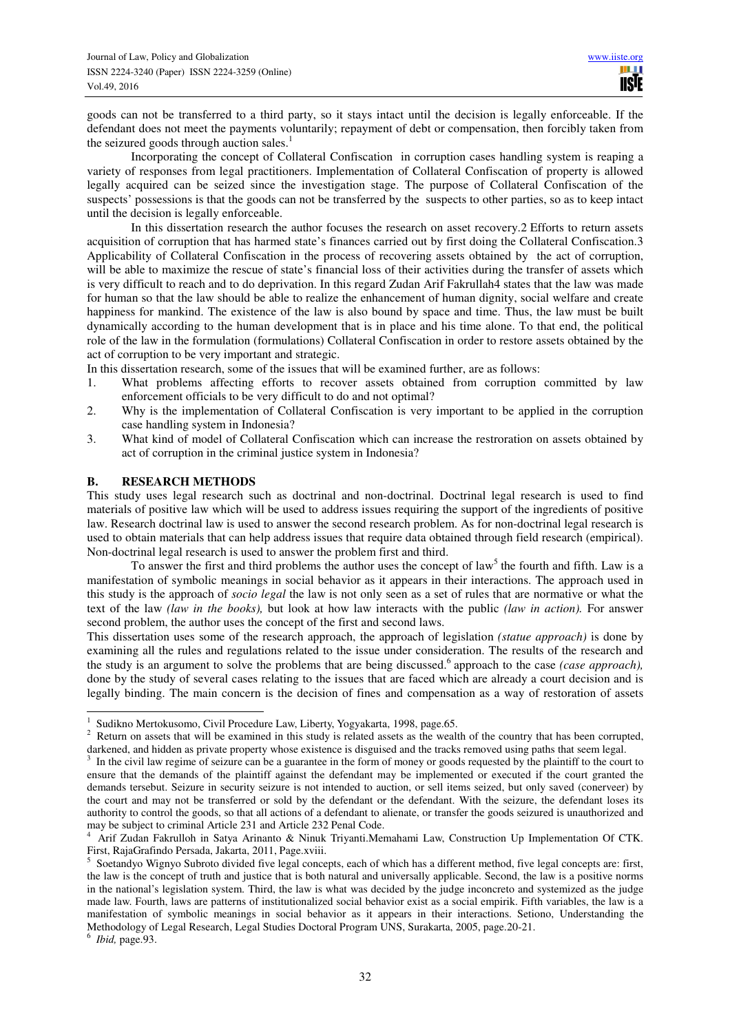goods can not be transferred to a third party, so it stays intact until the decision is legally enforceable. If the defendant does not meet the payments voluntarily; repayment of debt or compensation, then forcibly taken from the seizured goods through auction sales.[1]

Incorporating the concept of Collateral Confiscation in corruption cases handling system is reaping a variety of responses from legal practitioners. Implementation of Collateral Confiscation of property is allowed legally acquired can be seized since the investigation stage. The purpose of Collateral Confiscation of the suspects' possessions is that the goods can not be transferred by the suspects to other parties, so as to keep intact until the decision is legally enforceable.

In this dissertation research the author focuses the research on asset recovery.2 Efforts to return assets acquisition of corruption that has harmed state's finances carried out by first doing the Collateral Confiscation.3 Applicability of Collateral Confiscation in the process of recovering assets obtained by the act of corruption, will be able to maximize the rescue of state's financial loss of their activities during the transfer of assets which is very difficult to reach and to do deprivation. In this regard Zudan Arif Fakrullah4 states that the law was made for human so that the law should be able to realize the enhancement of human dignity, social welfare and create happiness for mankind. The existence of the law is also bound by space and time. Thus, the law must be built dynamically according to the human development that is in place and his time alone. To that end, the political role of the law in the formulation (formulations) Collateral Confiscation in order to restore assets obtained by the act of corruption to be very important and strategic.

In this dissertation research, some of the issues that will be examined further, are as follows:

1. What problems affecting efforts to recover assets obtained from corruption committed by law enforcement officials to be very difficult to do and not optimal?
2. Why is the implementation of Collateral Confiscation is very important to be applied in the corruption case handling system in Indonesia?
3. What kind of model of Collateral Confiscation which can increase the restroration on assets obtained by act of corruption in the criminal justice system in Indonesia?

## B. RESEARCH METHODS

This study uses legal research such as doctrinal and non-doctrinal. Doctrinal legal research is used to find materials of positive law which will be used to address issues requiring the support of the ingredients of positive law. Research doctrinal law is used to answer the second research problem. As for non-doctrinal legal research is used to obtain materials that can help address issues that require data obtained through field research (empirical). Non-doctrinal legal research is used to answer the problem first and third.

To answer the first and third problems the author uses the concept of law[5] the fourth and fifth. Law is a manifestation of symbolic meanings in social behavior as it appears in their interactions. The approach used in this study is the approach of *socio legal* the law is not only seen as a set of rules that are normative or what the text of the law *(law in the books),* but look at how law interacts with the public *(law in action).* For answer second problem, the author uses the concept of the first and second laws.

This dissertation uses some of the research approach, the approach of legislation *(statue approach)* is done by examining all the rules and regulations related to the issue under consideration. The results of the research and the study is an argument to solve the problems that are being discussed.[6] approach to the case *(case approach),* done by the study of several cases relating to the issues that are faced which are already a court decision and is legally binding. The main concern is the decision of fines and compensation as a way of restoration of assets

---

[1] Sudikno Mertokusomo, Civil Procedure Law, Liberty, Yogyakarta, 1998, page.65.

[2] Return on assets that will be examined in this study is related assets as the wealth of the country that has been corrupted, darkened, and hidden as private property whose existence is disguised and the tracks removed using paths that seem legal.

[3] In the civil law regime of seizure can be a guarantee in the form of money or goods requested by the plaintiff to the court to ensure that the demands of the plaintiff against the defendant may be implemented or executed if the court granted the demands tersebut. Seizure in security seizure is not intended to auction, or sell items seized, but only saved (conerveer) by the court and may not be transferred or sold by the defendant or the defendant. With the seizure, the defendant loses its authority to control the goods, so that all actions of a defendant to alienate, or transfer the goods seizured is unauthorized and may be subject to criminal Article 231 and Article 232 Penal Code.

[4] Arif Zudan Fakrulloh in Satya Arinanto & Ninuk Triyanti.Memahami Law, Construction Up Implementation Of CTK. First, RajaGrafindo Persada, Jakarta, 2011, Page.xviii.

[5] Soetandyo Wignyo Subroto divided five legal concepts, each of which has a different method, five legal concepts are: first, the law is the concept of truth and justice that is both natural and universally applicable. Second, the law is a positive norms in the national's legislation system. Third, the law is what was decided by the judge inconcreto and systemized as the judge made law. Fourth, laws are patterns of institutionalized social behavior exist as a social empirik. Fifth variables, the law is a manifestation of symbolic meanings in social behavior as it appears in their interactions. Setiono, Understanding the Methodology of Legal Research, Legal Studies Doctoral Program UNS, Surakarta, 2005, page.20-21.

[6] *Ibid,* page.93.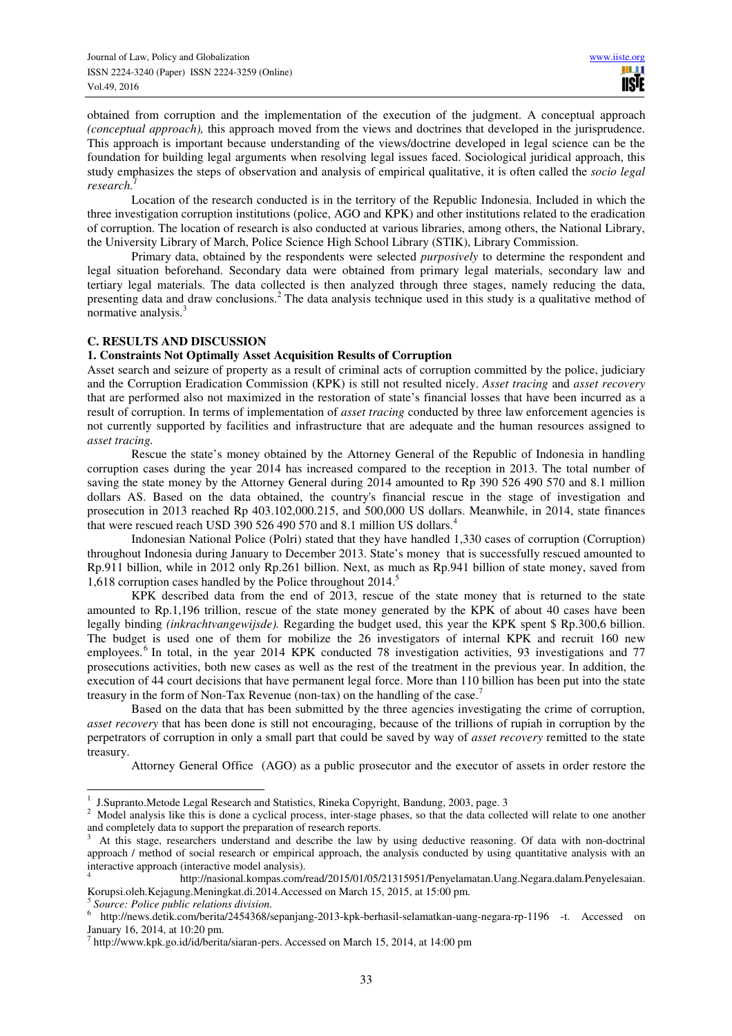obtained from corruption and the implementation of the execution of the judgment. A conceptual approach *(conceptual approach),* this approach moved from the views and doctrines that developed in the jurisprudence. This approach is important because understanding of the views/doctrine developed in legal science can be the foundation for building legal arguments when resolving legal issues faced. Sociological juridical approach, this study emphasizes the steps of observation and analysis of empirical qualitative, it is often called the *socio legal research.*[1]

Location of the research conducted is in the territory of the Republic Indonesia. Included in which the three investigation corruption institutions (police, AGO and KPK) and other institutions related to the eradication of corruption. The location of research is also conducted at various libraries, among others, the National Library, the University Library of March, Police Science High School Library (STIK), Library Commission.

Primary data, obtained by the respondents were selected *purposively* to determine the respondent and legal situation beforehand. Secondary data were obtained from primary legal materials, secondary law and tertiary legal materials. The data collected is then analyzed through three stages, namely reducing the data, presenting data and draw conclusions.[2] The data analysis technique used in this study is a qualitative method of normative analysis.[3]

## C. RESULTS AND DISCUSSION

### 1. Constraints Not Optimally Asset Acquisition Results of Corruption

Asset search and seizure of property as a result of criminal acts of corruption committed by the police, judiciary and the Corruption Eradication Commission (KPK) is still not resulted nicely. *Asset tracing* and *asset recovery* that are performed also not maximized in the restoration of state's financial losses that have been incurred as a result of corruption. In terms of implementation of *asset tracing* conducted by three law enforcement agencies is not currently supported by facilities and infrastructure that are adequate and the human resources assigned to *asset tracing.*

Rescue the state's money obtained by the Attorney General of the Republic of Indonesia in handling corruption cases during the year 2014 has increased compared to the reception in 2013. The total number of saving the state money by the Attorney General during 2014 amounted to Rp 390 526 490 570 and 8.1 million dollars AS. Based on the data obtained, the country's financial rescue in the stage of investigation and prosecution in 2013 reached Rp 403.102,000.215, and 500,000 US dollars. Meanwhile, in 2014, state finances that were rescued reach USD 390 526 490 570 and 8.1 million US dollars.[4]

Indonesian National Police (Polri) stated that they have handled 1,330 cases of corruption (Corruption) throughout Indonesia during January to December 2013. State's money that is successfully rescued amounted to Rp.911 billion, while in 2012 only Rp.261 billion. Next, as much as Rp.941 billion of state money, saved from 1,618 corruption cases handled by the Police throughout 2014.[5]

KPK described data from the end of 2013, rescue of the state money that is returned to the state amounted to Rp.1,196 trillion, rescue of the state money generated by the KPK of about 40 cases have been legally binding *(inkrachtvangewijsde).* Regarding the budget used, this year the KPK spent $ Rp.300,6 billion. The budget is used one of them for mobilize the 26 investigators of internal KPK and recruit 160 new employees.[6] In total, in the year 2014 KPK conducted 78 investigation activities, 93 investigations and 77 prosecutions activities, both new cases as well as the rest of the treatment in the previous year. In addition, the execution of 44 court decisions that have permanent legal force. More than 110 billion has been put into the state treasury in the form of Non-Tax Revenue (non-tax) on the handling of the case.[7]

Based on the data that has been submitted by the three agencies investigating the crime of corruption, *asset recovery* that has been done is still not encouraging, because of the trillions of rupiah in corruption by the perpetrators of corruption in only a small part that could be saved by way of *asset recovery* remitted to the state treasury.

Attorney General Office (AGO) as a public prosecutor and the executor of assets in order restore the

---

[1] J.Supranto.Metode Legal Research and Statistics, Rineka Copyright, Bandung, 2003, page. 3

[2] Model analysis like this is done a cyclical process, inter-stage phases, so that the data collected will relate to one another and completely data to support the preparation of research reports.

[3] At this stage, researchers understand and describe the law by using deductive reasoning. Of data with non-doctrinal approach / method of social research or empirical approach, the analysis conducted by using quantitative analysis with an interactive approach (interactive model analysis).

[4] http://nasional.kompas.com/read/2015/01/05/21315951/Penyelamatan.Uang.Negara.dalam.Penyelesaian.Korupsi.oleh.Kejagung.Meningkat.di.2014.Accessed on March 15, 2015, at 15:00 pm.

[5] *Source: Police public relations division.*

[6] http://news.detik.com/berita/2454368/sepanjang-2013-kpk-berhasil-selamatkan-uang-negara-rp-1196 -t. Accessed on January 16, 2014, at 10:20 pm.

[7] http://www.kpk.go.id/id/berita/siaran-pers. Accessed on March 15, 2014, at 14:00 pm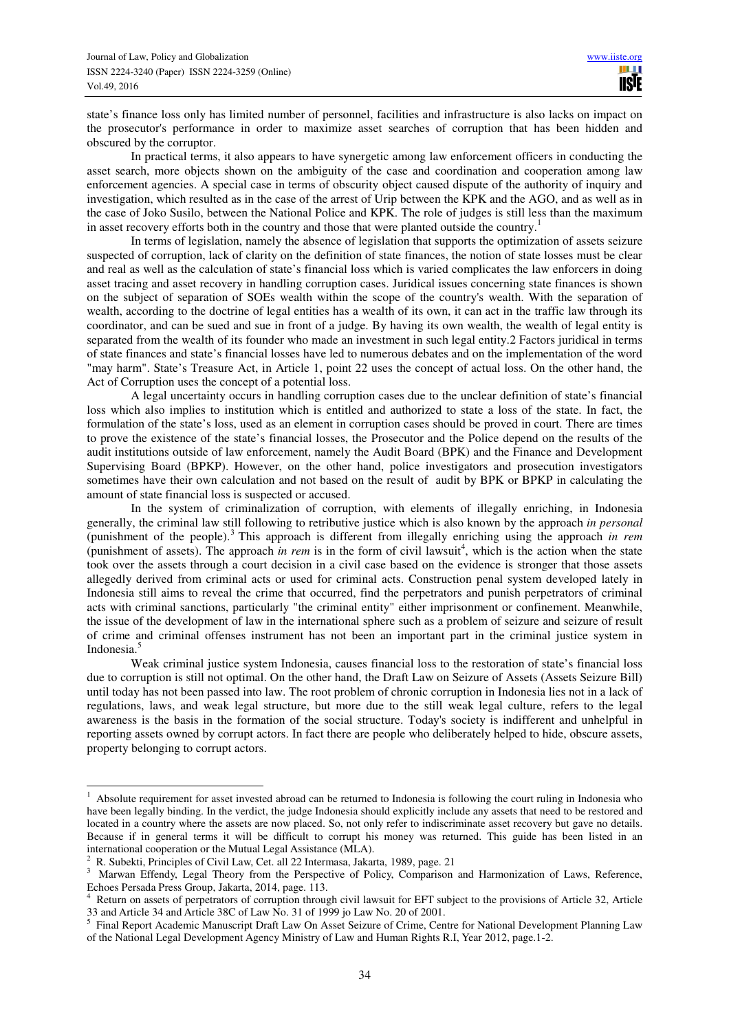state's finance loss only has limited number of personnel, facilities and infrastructure is also lacks on impact on the prosecutor's performance in order to maximize asset searches of corruption that has been hidden and obscured by the corruptor.

In practical terms, it also appears to have synergetic among law enforcement officers in conducting the asset search, more objects shown on the ambiguity of the case and coordination and cooperation among law enforcement agencies. A special case in terms of obscurity object caused dispute of the authority of inquiry and investigation, which resulted as in the case of the arrest of Urip between the KPK and the AGO, and as well as in the case of Joko Susilo, between the National Police and KPK. The role of judges is still less than the maximum in asset recovery efforts both in the country and those that were planted outside the country.[1]

In terms of legislation, namely the absence of legislation that supports the optimization of assets seizure suspected of corruption, lack of clarity on the definition of state finances, the notion of state losses must be clear and real as well as the calculation of state's financial loss which is varied complicates the law enforcers in doing asset tracing and asset recovery in handling corruption cases. Juridical issues concerning state finances is shown on the subject of separation of SOEs wealth within the scope of the country's wealth. With the separation of wealth, according to the doctrine of legal entities has a wealth of its own, it can act in the traffic law through its coordinator, and can be sued and sue in front of a judge. By having its own wealth, the wealth of legal entity is separated from the wealth of its founder who made an investment in such legal entity.2 Factors juridical in terms of state finances and state's financial losses have led to numerous debates and on the implementation of the word "may harm". State's Treasure Act, in Article 1, point 22 uses the concept of actual loss. On the other hand, the Act of Corruption uses the concept of a potential loss.

A legal uncertainty occurs in handling corruption cases due to the unclear definition of state's financial loss which also implies to institution which is entitled and authorized to state a loss of the state. In fact, the formulation of the state's loss, used as an element in corruption cases should be proved in court. There are times to prove the existence of the state's financial losses, the Prosecutor and the Police depend on the results of the audit institutions outside of law enforcement, namely the Audit Board (BPK) and the Finance and Development Supervising Board (BPKP). However, on the other hand, police investigators and prosecution investigators sometimes have their own calculation and not based on the result of audit by BPK or BPKP in calculating the amount of state financial loss is suspected or accused.

In the system of criminalization of corruption, with elements of illegally enriching, in Indonesia generally, the criminal law still following to retributive justice which is also known by the approach *in personal* (punishment of the people).[3] This approach is different from illegally enriching using the approach *in rem* (punishment of assets). The approach *in rem* is in the form of civil lawsuit[4], which is the action when the state took over the assets through a court decision in a civil case based on the evidence is stronger that those assets allegedly derived from criminal acts or used for criminal acts. Construction penal system developed lately in Indonesia still aims to reveal the crime that occurred, find the perpetrators and punish perpetrators of criminal acts with criminal sanctions, particularly "the criminal entity" either imprisonment or confinement. Meanwhile, the issue of the development of law in the international sphere such as a problem of seizure and seizure of result of crime and criminal offenses instrument has not been an important part in the criminal justice system in Indonesia.[5]

Weak criminal justice system Indonesia, causes financial loss to the restoration of state's financial loss due to corruption is still not optimal. On the other hand, the Draft Law on Seizure of Assets (Assets Seizure Bill) until today has not been passed into law. The root problem of chronic corruption in Indonesia lies not in a lack of regulations, laws, and weak legal structure, but more due to the still weak legal culture, refers to the legal awareness is the basis in the formation of the social structure. Today's society is indifferent and unhelpful in reporting assets owned by corrupt actors. In fact there are people who deliberately helped to hide, obscure assets, property belonging to corrupt actors.

---

[1] Absolute requirement for asset invested abroad can be returned to Indonesia is following the court ruling in Indonesia who have been legally binding. In the verdict, the judge Indonesia should explicitly include any assets that need to be restored and located in a country where the assets are now placed. So, not only refer to indiscriminate asset recovery but gave no details. Because if in general terms it will be difficult to corrupt his money was returned. This guide has been listed in an international cooperation or the Mutual Legal Assistance (MLA).

[2] R. Subekti, Principles of Civil Law, Cet. all 22 Intermasa, Jakarta, 1989, page. 21

[3] Marwan Effendy, Legal Theory from the Perspective of Policy, Comparison and Harmonization of Laws, Reference, Echoes Persada Press Group, Jakarta, 2014, page. 113.

[4] Return on assets of perpetrators of corruption through civil lawsuit for EFT subject to the provisions of Article 32, Article 33 and Article 34 and Article 38C of Law No. 31 of 1999 jo Law No. 20 of 2001.

[5] Final Report Academic Manuscript Draft Law On Asset Seizure of Crime, Centre for National Development Planning Law of the National Legal Development Agency Ministry of Law and Human Rights R.I, Year 2012, page.1-2.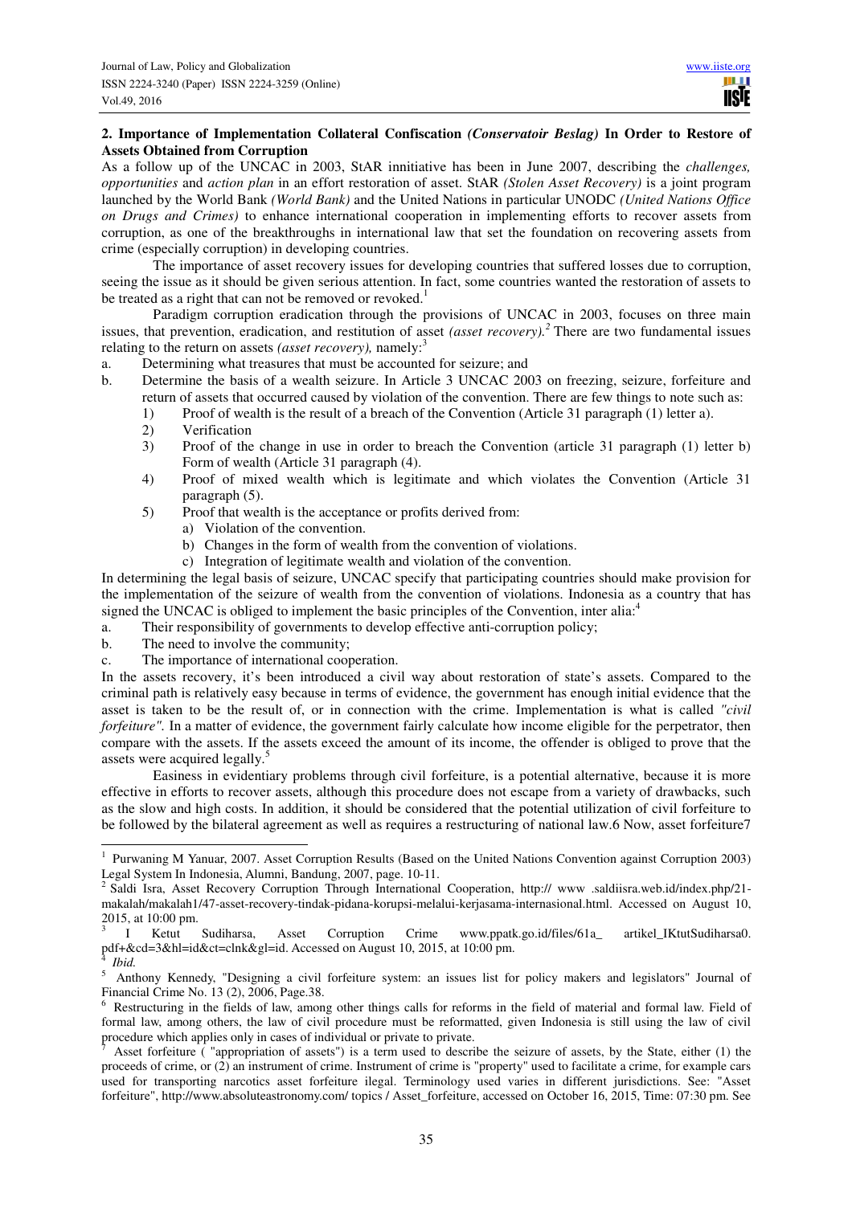## 2. Importance of Implementation Collateral Confiscation *(Conservatoir Beslag)* In Order to Restore of Assets Obtained from Corruption

As a follow up of the UNCAC in 2003, StAR innitiative has been in June 2007, describing the *challenges, opportunities* and *action plan* in an effort restoration of asset. StAR *(Stolen Asset Recovery)* is a joint program launched by the World Bank *(World Bank)* and the United Nations in particular UNODC *(United Nations Office on Drugs and Crimes)* to enhance international cooperation in implementing efforts to recover assets from corruption, as one of the breakthroughs in international law that set the foundation on recovering assets from crime (especially corruption) in developing countries.

The importance of asset recovery issues for developing countries that suffered losses due to corruption, seeing the issue as it should be given serious attention. In fact, some countries wanted the restoration of assets to be treated as a right that can not be removed or revoked.[1]

Paradigm corruption eradication through the provisions of UNCAC in 2003, focuses on three main issues, that prevention, eradication, and restitution of asset *(asset recovery).*[2] There are two fundamental issues relating to the return on assets *(asset recovery),* namely:[3]

a. Determining what treasures that must be accounted for seizure; and
b. Determine the basis of a wealth seizure. In Article 3 UNCAC 2003 on freezing, seizure, forfeiture and return of assets that occurred caused by violation of the convention. There are few things to note such as:
    1) Proof of wealth is the result of a breach of the Convention (Article 31 paragraph (1) letter a).
    2) Verification
    3) Proof of the change in use in order to breach the Convention (article 31 paragraph (1) letter b) Form of wealth (Article 31 paragraph (4).
    4) Proof of mixed wealth which is legitimate and which violates the Convention (Article 31 paragraph (5).
    5) Proof that wealth is the acceptance or profits derived from:
        a) Violation of the convention.
        b) Changes in the form of wealth from the convention of violations.
        c) Integration of legitimate wealth and violation of the convention.

In determining the legal basis of seizure, UNCAC specify that participating countries should make provision for the implementation of the seizure of wealth from the convention of violations. Indonesia as a country that has signed the UNCAC is obliged to implement the basic principles of the Convention, inter alia:[4]

a. Their responsibility of governments to develop effective anti-corruption policy;
b. The need to involve the community;
c. The importance of international cooperation.

In the assets recovery, it's been introduced a civil way about restoration of state's assets. Compared to the criminal path is relatively easy because in terms of evidence, the government has enough initial evidence that the asset is taken to be the result of, or in connection with the crime. Implementation is what is called *"civil forfeiture".* In a matter of evidence, the government fairly calculate how income eligible for the perpetrator, then compare with the assets. If the assets exceed the amount of its income, the offender is obliged to prove that the assets were acquired legally.[5]

Easiness in evidentiary problems through civil forfeiture, is a potential alternative, because it is more effective in efforts to recover assets, although this procedure does not escape from a variety of drawbacks, such as the slow and high costs. In addition, it should be considered that the potential utilization of civil forfeiture to be followed by the bilateral agreement as well as requires a restructuring of national law.6 Now, asset forfeiture7

---

[1] Purwaning M Yanuar, 2007. Asset Corruption Results (Based on the United Nations Convention against Corruption 2003) Legal System In Indonesia, Alumni, Bandung, 2007, page. 10-11.

[2] Saldi Isra, Asset Recovery Corruption Through International Cooperation, http:// www .saldiisra.web.id/index.php/21-makalah/makalah1/47-asset-recovery-tindak-pidana-korupsi-melalui-kerjasama-internasional.html. Accessed on August 10, 2015, at 10:00 pm.

[3] I Ketut Sudiharsa, Asset Corruption Crime www.ppatk.go.id/files/61a_ artikel_IKtutSudiharsa0. pdf+&cd=3&hl=id&ct=clnk&gl=id. Accessed on August 10, 2015, at 10:00 pm.

[4] *Ibid.*

[5] Anthony Kennedy, "Designing a civil forfeiture system: an issues list for policy makers and legislators" Journal of Financial Crime No. 13 (2), 2006, Page.38.

[6] Restructuring in the fields of law, among other things calls for reforms in the field of material and formal law. Field of formal law, among others, the law of civil procedure must be reformatted, given Indonesia is still using the law of civil procedure which applies only in cases of individual or private to private.

[7] Asset forfeiture ( "appropriation of assets") is a term used to describe the seizure of assets, by the State, either (1) the proceeds of crime, or (2) an instrument of crime. Instrument of crime is "property" used to facilitate a crime, for example cars used for transporting narcotics asset forfeiture ilegal. Terminology used varies in different jurisdictions. See: "Asset forfeiture", http://www.absoluteastronomy.com/ topics / Asset_forfeiture, accessed on October 16, 2015, Time: 07:30 pm. See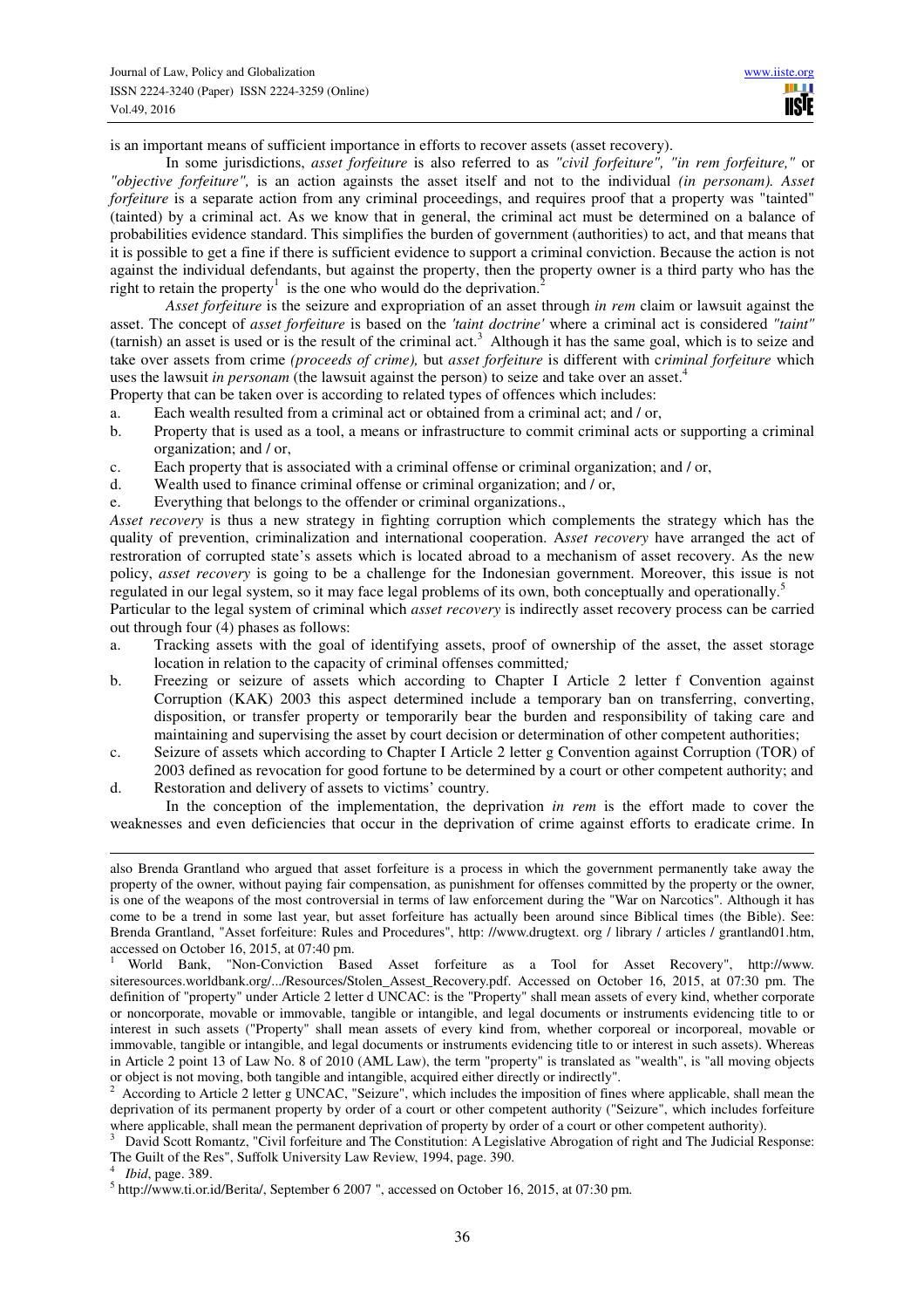is an important means of sufficient importance in efforts to recover assets (asset recovery).

In some jurisdictions, *asset forfeiture* is also referred to as *"civil forfeiture", "in rem forfeiture,"* or *"objective forfeiture",* is an action againsts the asset itself and not to the individual *(in personam). Asset forfeiture* is a separate action from any criminal proceedings, and requires proof that a property was "tainted" (tainted) by a criminal act. As we know that in general, the criminal act must be determined on a balance of probabilities evidence standard. This simplifies the burden of government (authorities) to act, and that means that it is possible to get a fine if there is sufficient evidence to support a criminal conviction. Because the action is not against the individual defendants, but against the property, then the property owner is a third party who has the right to retain the property[1] is the one who would do the deprivation.[2]

*Asset forfeiture* is the seizure and expropriation of an asset through *in rem* claim or lawsuit against the asset. The concept of *asset forfeiture* is based on the *'taint doctrine'* where a criminal act is considered *"taint"* (tarnish) an asset is used or is the result of the criminal act.[3] Although it has the same goal, which is to seize and take over assets from crime *(proceeds of crime),* but *asset forfeiture* is different with c*riminal forfeiture* which uses the lawsuit *in personam* (the lawsuit against the person) to seize and take over an asset.[4]

Property that can be taken over is according to related types of offences which includes:

a. Each wealth resulted from a criminal act or obtained from a criminal act; and / or,
b. Property that is used as a tool, a means or infrastructure to commit criminal acts or supporting a criminal organization; and / or,
c. Each property that is associated with a criminal offense or criminal organization; and / or,
d. Wealth used to finance criminal offense or criminal organization; and / or,
e. Everything that belongs to the offender or criminal organizations.,

*Asset recovery* is thus a new strategy in fighting corruption which complements the strategy which has the quality of prevention, criminalization and international cooperation. A*sset recovery* have arranged the act of restroration of corrupted state's assets which is located abroad to a mechanism of asset recovery. As the new policy, *asset recovery* is going to be a challenge for the Indonesian government. Moreover, this issue is not regulated in our legal system, so it may face legal problems of its own, both conceptually and operationally.[5]

Particular to the legal system of criminal which *asset recovery* is indirectly asset recovery process can be carried out through four (4) phases as follows:

a. Tracking assets with the goal of identifying assets, proof of ownership of the asset, the asset storage location in relation to the capacity of criminal offenses committed*;*
b. Freezing or seizure of assets which according to Chapter I Article 2 letter f Convention against Corruption (KAK) 2003 this aspect determined include a temporary ban on transferring, converting, disposition, or transfer property or temporarily bear the burden and responsibility of taking care and maintaining and supervising the asset by court decision or determination of other competent authorities;
c. Seizure of assets which according to Chapter I Article 2 letter g Convention against Corruption (TOR) of 2003 defined as revocation for good fortune to be determined by a court or other competent authority; and
d. Restoration and delivery of assets to victims' country.

In the conception of the implementation, the deprivation *in rem* is the effort made to cover the weaknesses and even deficiencies that occur in the deprivation of crime against efforts to eradicate crime. In

---

also Brenda Grantland who argued that asset forfeiture is a process in which the government permanently take away the property of the owner, without paying fair compensation, as punishment for offenses committed by the property or the owner, is one of the weapons of the most controversial in terms of law enforcement during the "War on Narcotics". Although it has come to be a trend in some last year, but asset forfeiture has actually been around since Biblical times (the Bible). See: Brenda Grantland, "Asset forfeiture: Rules and Procedures", http: //www.drugtext. org / library / articles / grantland01.htm, accessed on October 16, 2015, at 07:40 pm.

[1] World Bank, "Non-Conviction Based Asset forfeiture as a Tool for Asset Recovery", http://www. siteresources.worldbank.org/.../Resources/Stolen_Assest_Recovery.pdf. Accessed on October 16, 2015, at 07:30 pm. The definition of "property" under Article 2 letter d UNCAC: is the "Property" shall mean assets of every kind, whether corporate or noncorporate, movable or immovable, tangible or intangible, and legal documents or instruments evidencing title to or interest in such assets ("Property" shall mean assets of every kind from, whether corporeal or incorporeal, movable or immovable, tangible or intangible, and legal documents or instruments evidencing title to or interest in such assets). Whereas in Article 2 point 13 of Law No. 8 of 2010 (AML Law), the term "property" is translated as "wealth", is "all moving objects or object is not moving, both tangible and intangible, acquired either directly or indirectly".

[2] According to Article 2 letter g UNCAC, "Seizure", which includes the imposition of fines where applicable, shall mean the deprivation of its permanent property by order of a court or other competent authority ("Seizure", which includes forfeiture where applicable, shall mean the permanent deprivation of property by order of a court or other competent authority).

[3] David Scott Romantz, "Civil forfeiture and The Constitution: A Legislative Abrogation of right and The Judicial Response: The Guilt of the Res", Suffolk University Law Review, 1994, page. 390.

[4] *Ibid*, page. 389.

[5] http://www.ti.or.id/Berita/, September 6 2007 ", accessed on October 16, 2015, at 07:30 pm.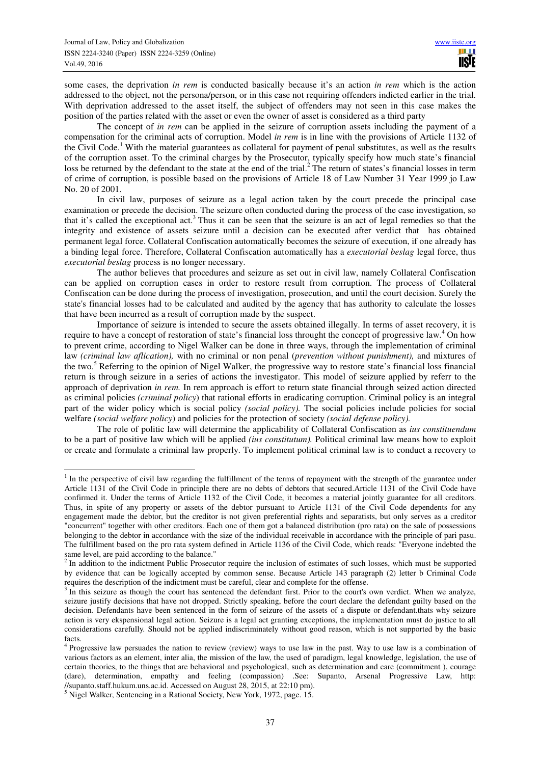some cases, the deprivation *in rem* is conducted basically because it's an action *in rem* which is the action addressed to the object, not the persona/person, or in this case not requiring offenders indicted earlier in the trial. With deprivation addressed to the asset itself, the subject of offenders may not seen in this case makes the position of the parties related with the asset or even the owner of asset is considered as a third party

The concept of *in rem* can be applied in the seizure of corruption assets including the payment of a compensation for the criminal acts of corruption. Model *in rem* is in line with the provisions of Article 1132 of the Civil Code.[1] With the material guarantees as collateral for payment of penal substitutes, as well as the results of the corruption asset. To the criminal charges by the Prosecutor, typically specify how much state's financial loss be returned by the defendant to the state at the end of the trial.[2] The return of states's financial losses in term of crime of corruption, is possible based on the provisions of Article 18 of Law Number 31 Year 1999 jo Law No. 20 of 2001.

In civil law, purposes of seizure as a legal action taken by the court precede the principal case examination or precede the decision. The seizure often conducted during the process of the case investigation, so that it's called the exceptional act.[3] Thus it can be seen that the seizure is an act of legal remedies so that the integrity and existence of assets seizure until a decision can be executed after verdict that has obtained permanent legal force. Collateral Confiscation automatically becomes the seizure of execution, if one already has a binding legal force. Therefore, Collateral Confiscation automatically has a *executorial beslag* legal force, thus *executorial beslag* process is no longer necessary.

The author believes that procedures and seizure as set out in civil law, namely Collateral Confiscation can be applied on corruption cases in order to restore result from corruption. The process of Collateral Confiscation can be done during the process of investigation, prosecution, and until the court decision. Surely the state's financial losses had to be calculated and audited by the agency that has authority to calculate the losses that have been incurred as a result of corruption made by the suspect.

Importance of seizure is intended to secure the assets obtained illegally. In terms of asset recovery, it is require to have a concept of restoration of state's financial loss throught the concept of progressive law.[4] On how to prevent crime, according to Nigel Walker can be done in three ways, through the implementation of criminal law *(criminal law aflication),* with no criminal or non penal (*prevention without punishment),* and mixtures of the two.[5] Referring to the opinion of Nigel Walker, the progressive way to restore state's financial loss financial return is through seizure in a series of actions the investigator. This model of seizure applied by referr to the approach of deprivation *in rem.* In rem approach is effort to return state financial through seized action directed as criminal policies *(criminal policy*) that rational efforts in eradicating corruption. Criminal policy is an integral part of the wider policy which is social policy *(social policy).* The social policies include policies for social welfare *(social welfare policy*) and policies for the protection of society *(social defense policy).*

The role of politic law will determine the applicability of Collateral Confiscation as *ius constituendum* to be a part of positive law which will be applied *(ius constitutum).* Political criminal law means how to exploit or create and formulate a criminal law properly. To implement political criminal law is to conduct a recovery to

---

[1] In the perspective of civil law regarding the fulfillment of the terms of repayment with the strength of the guarantee under Article 1131 of the Civil Code in principle there are no debts of debtors that secured.Article 1131 of the Civil Code have confirmed it. Under the terms of Article 1132 of the Civil Code, it becomes a material jointly guarantee for all creditors. Thus, in spite of any property or assets of the debtor pursuant to Article 1131 of the Civil Code dependents for any engagement made the debtor, but the creditor is not given preferential rights and separatists, but only serves as a creditor "concurrent" together with other creditors. Each one of them got a balanced distribution (pro rata) on the sale of possessions belonging to the debtor in accordance with the size of the individual receivable in accordance with the principle of pari pasu. The fulfillment based on the pro rata system defined in Article 1136 of the Civil Code, which reads: "Everyone indebted the same level, are paid according to the balance."

[2] In addition to the indictment Public Prosecutor require the inclusion of estimates of such losses, which must be supported by evidence that can be logically accepted by common sense. Because Article 143 paragraph (2) letter b Criminal Code requires the description of the indictment must be careful, clear and complete for the offense.

[3] In this seizure as though the court has sentenced the defendant first. Prior to the court's own verdict. When we analyze, seizure justify decisions that have not dropped. Strictly speaking, before the court declare the defendant guilty based on the decision. Defendants have been sentenced in the form of seizure of the assets of a dispute or defendant.thats why seizure action is very ekspensional legal action. Seizure is a legal act granting exceptions, the implementation must do justice to all considerations carefully. Should not be applied indiscriminately without good reason, which is not supported by the basic facts.

[4] Progressive law persuades the nation to review (review) ways to use law in the past. Way to use law is a combination of various factors as an element, inter alia, the mission of the law, the used of paradigm, legal knowledge, legislation, the use of certain theories, to the things that are behavioral and psychological, such as determination and care (commitment ), courage (dare), determination, empathy and feeling (compassion) .See: Supanto, Arsenal Progressive Law, http: //supanto.staff.hukum.uns.ac.id. Accessed on August 28, 2015, at 22:10 pm).

[5] Nigel Walker, Sentencing in a Rational Society, New York, 1972, page. 15.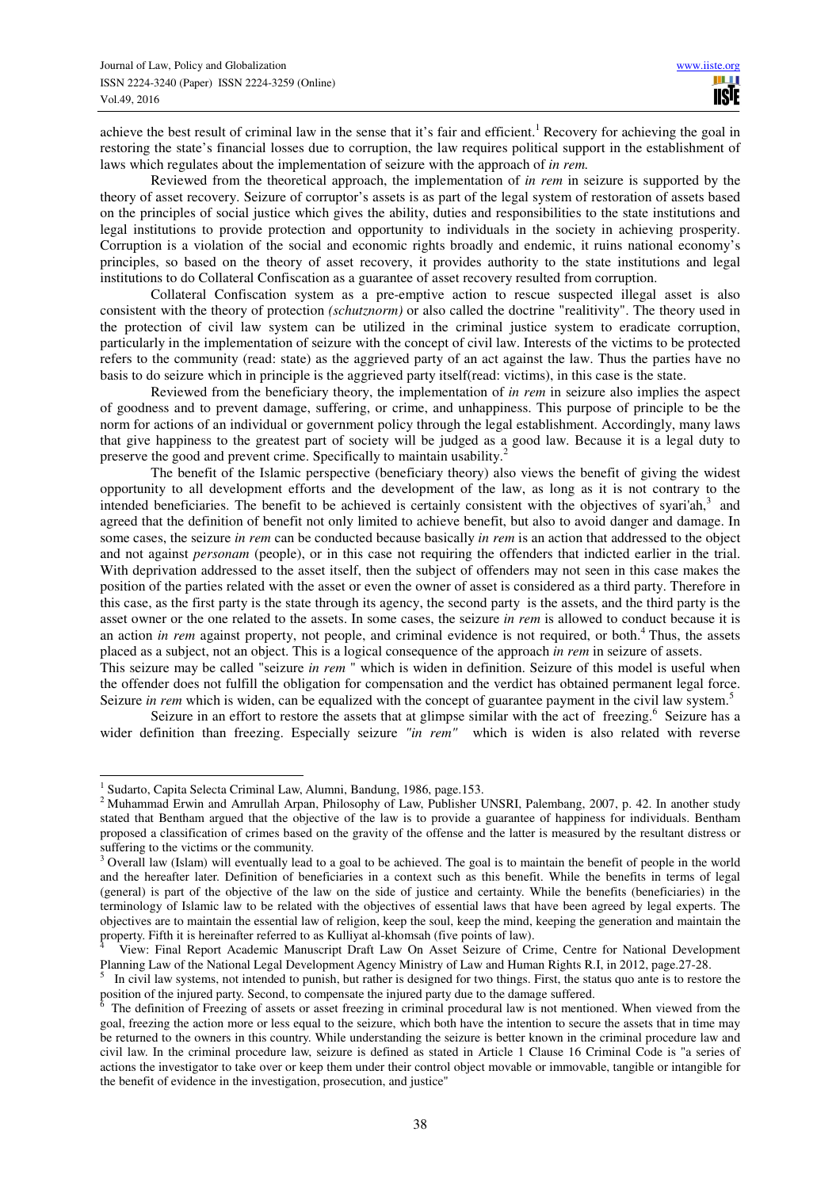achieve the best result of criminal law in the sense that it's fair and efficient.[1] Recovery for achieving the goal in restoring the state's financial losses due to corruption, the law requires political support in the establishment of laws which regulates about the implementation of seizure with the approach of *in rem.*

Reviewed from the theoretical approach, the implementation of *in rem* in seizure is supported by the theory of asset recovery. Seizure of corruptor's assets is as part of the legal system of restoration of assets based on the principles of social justice which gives the ability, duties and responsibilities to the state institutions and legal institutions to provide protection and opportunity to individuals in the society in achieving prosperity. Corruption is a violation of the social and economic rights broadly and endemic, it ruins national economy's principles, so based on the theory of asset recovery, it provides authority to the state institutions and legal institutions to do Collateral Confiscation as a guarantee of asset recovery resulted from corruption.

Collateral Confiscation system as a pre-emptive action to rescue suspected illegal asset is also consistent with the theory of protection *(schutznorm)* or also called the doctrine "realitivity". The theory used in the protection of civil law system can be utilized in the criminal justice system to eradicate corruption, particularly in the implementation of seizure with the concept of civil law. Interests of the victims to be protected refers to the community (read: state) as the aggrieved party of an act against the law. Thus the parties have no basis to do seizure which in principle is the aggrieved party itself(read: victims), in this case is the state.

Reviewed from the beneficiary theory, the implementation of *in rem* in seizure also implies the aspect of goodness and to prevent damage, suffering, or crime, and unhappiness. This purpose of principle to be the norm for actions of an individual or government policy through the legal establishment. Accordingly, many laws that give happiness to the greatest part of society will be judged as a good law. Because it is a legal duty to preserve the good and prevent crime. Specifically to maintain usability.[2]

The benefit of the Islamic perspective (beneficiary theory) also views the benefit of giving the widest opportunity to all development efforts and the development of the law, as long as it is not contrary to the intended beneficiaries. The benefit to be achieved is certainly consistent with the objectives of syari'ah,[3] and agreed that the definition of benefit not only limited to achieve benefit, but also to avoid danger and damage. In some cases, the seizure *in rem* can be conducted because basically *in rem* is an action that addressed to the object and not against *personam* (people), or in this case not requiring the offenders that indicted earlier in the trial. With deprivation addressed to the asset itself, then the subject of offenders may not seen in this case makes the position of the parties related with the asset or even the owner of asset is considered as a third party. Therefore in this case, as the first party is the state through its agency, the second party is the assets, and the third party is the asset owner or the one related to the assets. In some cases, the seizure *in rem* is allowed to conduct because it is an action *in rem* against property, not people, and criminal evidence is not required, or both.[4] Thus, the assets placed as a subject, not an object. This is a logical consequence of the approach *in rem* in seizure of assets.

This seizure may be called "seizure *in rem* " which is widen in definition. Seizure of this model is useful when the offender does not fulfill the obligation for compensation and the verdict has obtained permanent legal force. Seizure *in rem* which is widen, can be equalized with the concept of guarantee payment in the civil law system.[5]

Seizure in an effort to restore the assets that at glimpse similar with the act of freezing.[6] Seizure has a wider definition than freezing. Especially seizure *"in rem"* which is widen is also related with reverse

---

[1] Sudarto, Capita Selecta Criminal Law, Alumni, Bandung, 1986, page.153.

[2] Muhammad Erwin and Amrullah Arpan, Philosophy of Law, Publisher UNSRI, Palembang, 2007, p. 42. In another study stated that Bentham argued that the objective of the law is to provide a guarantee of happiness for individuals. Bentham proposed a classification of crimes based on the gravity of the offense and the latter is measured by the resultant distress or suffering to the victims or the community.

[3] Overall law (Islam) will eventually lead to a goal to be achieved. The goal is to maintain the benefit of people in the world and the hereafter later. Definition of beneficiaries in a context such as this benefit. While the benefits in terms of legal (general) is part of the objective of the law on the side of justice and certainty. While the benefits (beneficiaries) in the terminology of Islamic law to be related with the objectives of essential laws that have been agreed by legal experts. The objectives are to maintain the essential law of religion, keep the soul, keep the mind, keeping the generation and maintain the property. Fifth it is hereinafter referred to as Kulliyat al-khomsah (five points of law).

[4] View: Final Report Academic Manuscript Draft Law On Asset Seizure of Crime, Centre for National Development Planning Law of the National Legal Development Agency Ministry of Law and Human Rights R.I, in 2012, page.27-28.

[5] In civil law systems, not intended to punish, but rather is designed for two things. First, the status quo ante is to restore the position of the injured party. Second, to compensate the injured party due to the damage suffered.

[6] The definition of Freezing of assets or asset freezing in criminal procedural law is not mentioned. When viewed from the goal, freezing the action more or less equal to the seizure, which both have the intention to secure the assets that in time may be returned to the owners in this country. While understanding the seizure is better known in the criminal procedure law and civil law. In the criminal procedure law, seizure is defined as stated in Article 1 Clause 16 Criminal Code is "a series of actions the investigator to take over or keep them under their control object movable or immovable, tangible or intangible for the benefit of evidence in the investigation, prosecution, and justice"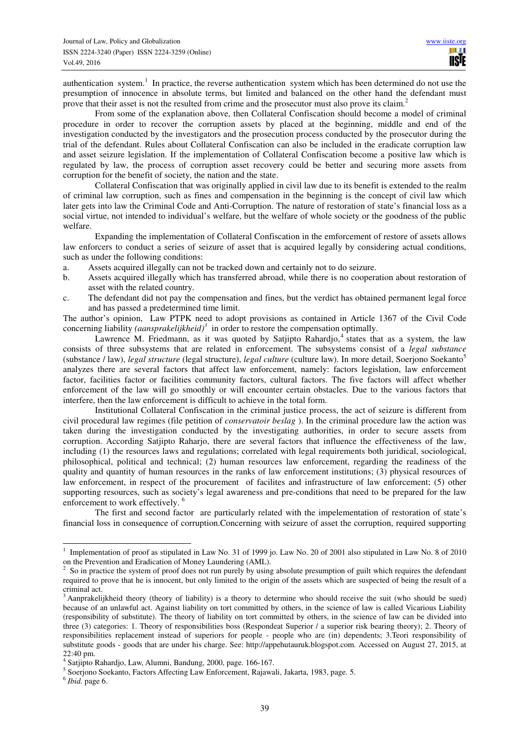authentication system.[1] In practice, the reverse authentication system which has been determined do not use the presumption of innocence in absolute terms, but limited and balanced on the other hand the defendant must prove that their asset is not the resulted from crime and the prosecutor must also prove its claim.[2]

From some of the explanation above, then Collateral Confiscation should become a model of criminal procedure in order to recover the corruption assets by placed at the beginning, middle and end of the investigation conducted by the investigators and the prosecution process conducted by the prosecutor during the trial of the defendant. Rules about Collateral Confiscation can also be included in the eradicate corruption law and asset seizure legislation. If the implementation of Collateral Confiscation become a positive law which is regulated by law, the process of corruption asset recovery could be better and securing more assets from corruption for the benefit of society, the nation and the state.

Collateral Confiscation that was originally applied in civil law due to its benefit is extended to the realm of criminal law corruption, such as fines and compensation in the beginning is the concept of civil law which later gets into law the Criminal Code and Anti-Corruption. The nature of restoration of state's financial loss as a social virtue, not intended to individual's welfare, but the welfare of whole society or the goodness of the public welfare.

Expanding the implementation of Collateral Confiscation in the emforcement of restore of assets allows law enforcers to conduct a series of seizure of asset that is acquired legally by considering actual conditions, such as under the following conditions:

a. Assets acquired illegally can not be tracked down and certainly not to do seizure.
b. Assets acquired illegally which has transferred abroad, while there is no cooperation about restoration of asset with the related country.
c. The defendant did not pay the compensation and fines, but the verdict has obtained permanent legal force and has passed a predetermined time limit.

The author's opinion, Law PTPK need to adopt provisions as contained in Article 1367 of the Civil Code concerning liability *(aansprakelijkheid)*[3] in order to restore the compensation optimally.

Lawrence M. Friedmann, as it was quoted by Satjipto Rahardjo,[4] states that as a system, the law consists of three subsystems that are related in enforcement. The subsystems consist of a *legal substance* (substance / law), *legal structure* (legal structure), *legal culture* (culture law). In more detail, Soerjono Soekanto[5] analyzes there are several factors that affect law enforcement, namely: factors legislation, law enforcement factor, facilities factor or facilities community factors, cultural factors. The five factors will affect whether enforcement of the law will go smoothly or will encounter certain obstacles. Due to the various factors that interfere, then the law enforcement is difficult to achieve in the total form.

Institutional Collateral Confiscation in the criminal justice process, the act of seizure is different from civil procedural law regimes (file petition of *conservatoir beslag* ). In the criminal procedure law the action was taken during the investigation conducted by the investigating authorities, in order to secure assets from corruption. According Satjipto Raharjo, there are several factors that influence the effectiveness of the law, including (1) the resources laws and regulations; correlated with legal requirements both juridical, sociological, philosophical, political and technical; (2) human resources law enforcement, regarding the readiness of the quality and quantity of human resources in the ranks of law enforcement institutions; (3) physical resources of law enforcement, in respect of the procurement of facilites and infrastructure of law enforcement; (5) other supporting resources, such as society's legal awareness and pre-conditions that need to be prepared for the law enforcement to work effectively. [6]

The first and second factor are particularly related with the impelementation of restoration of state's financial loss in consequence of corruption.Concerning with seizure of asset the corruption, required supporting

---

[1] Implementation of proof as stipulated in Law No. 31 of 1999 jo. Law No. 20 of 2001 also stipulated in Law No. 8 of 2010 on the Prevention and Eradication of Money Laundering (AML).

[2] So in practice the system of proof does not run purely by using absolute presumption of guilt which requires the defendant required to prove that he is innocent, but only limited to the origin of the assets which are suspected of being the result of a criminal act.

[3] Aanprakelijkheid theory (theory of liability) is a theory to determine who should receive the suit (who should be sued) because of an unlawful act. Against liability on tort committed by others, in the science of law is called Vicarious Liability (responsibility of substitute). The theory of liability on tort committed by others, in the science of law can be divided into three (3) categories: 1. Theory of responsibilities boss (Respondeat Superior / a superior risk bearing theory); 2. Theory of responsibilities replacement instead of superiors for people - people who are (in) dependents; 3.Teori responsibility of substitute goods - goods that are under his charge. See: http://appehutauruk.blogspot.com. Accessed on August 27, 2015, at 22:40 pm.

[4] Satjipto Rahardjo, Law, Alumni, Bandung, 2000, page. 166-167.

[5] Soerjono Soekanto, Factors Affecting Law Enforcement, Rajawali, Jakarta, 1983, page. 5.

[6] *Ibid.* page 6.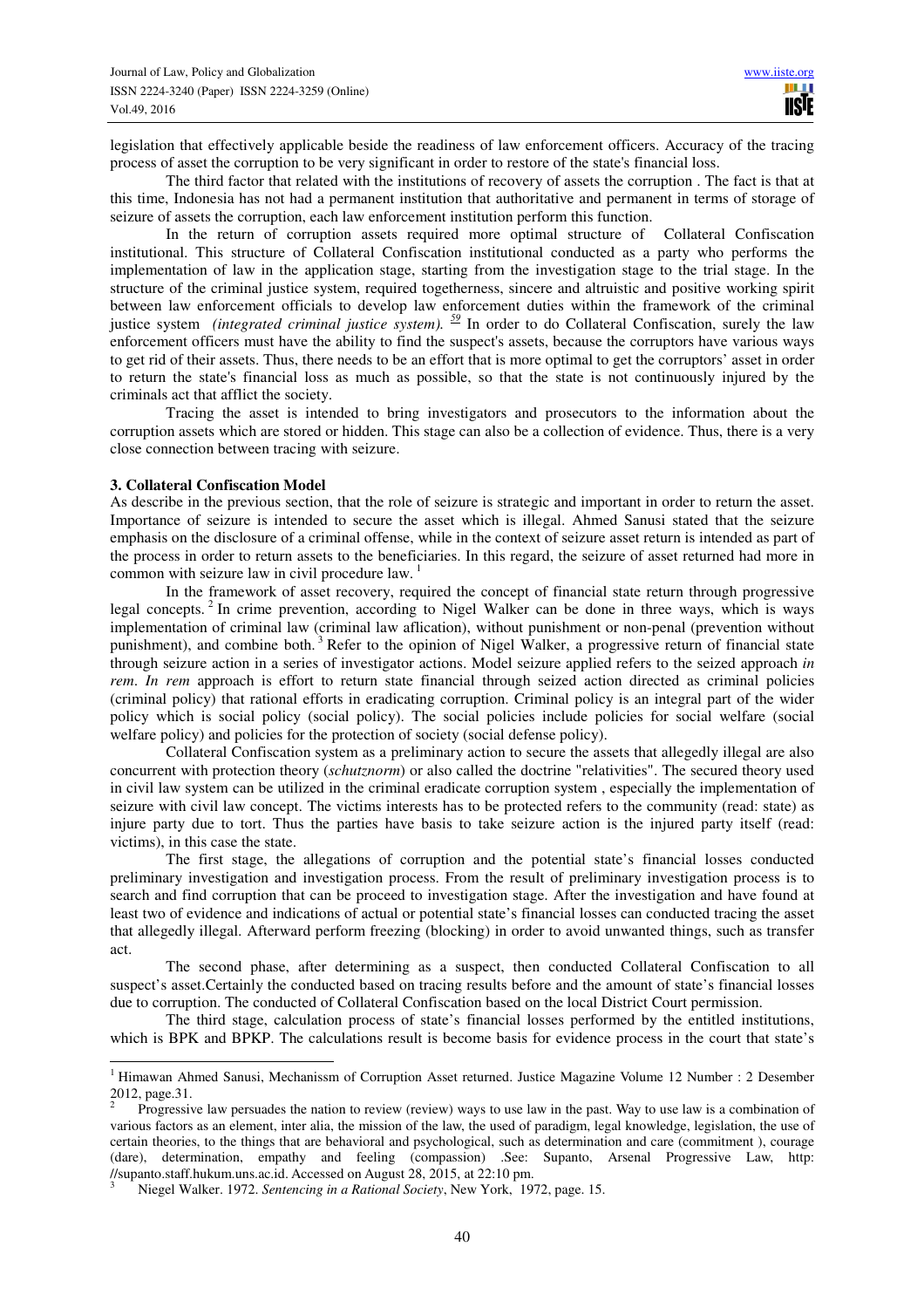legislation that effectively applicable beside the readiness of law enforcement officers. Accuracy of the tracing process of asset the corruption to be very significant in order to restore of the state's financial loss.

The third factor that related with the institutions of recovery of assets the corruption . The fact is that at this time, Indonesia has not had a permanent institution that authoritative and permanent in terms of storage of seizure of assets the corruption, each law enforcement institution perform this function.

In the return of corruption assets required more optimal structure of Collateral Confiscation institutional. This structure of Collateral Confiscation institutional conducted as a party who performs the implementation of law in the application stage, starting from the investigation stage to the trial stage. In the structure of the criminal justice system, required togetherness, sincere and altruistic and positive working spirit between law enforcement officials to develop law enforcement duties within the framework of the criminal justice system *(integrated criminal justice system).* [59] In order to do Collateral Confiscation, surely the law enforcement officers must have the ability to find the suspect's assets, because the corruptors have various ways to get rid of their assets. Thus, there needs to be an effort that is more optimal to get the corruptors' asset in order to return the state's financial loss as much as possible, so that the state is not continuously injured by the criminals act that afflict the society.

Tracing the asset is intended to bring investigators and prosecutors to the information about the corruption assets which are stored or hidden. This stage can also be a collection of evidence. Thus, there is a very close connection between tracing with seizure.

### 3. Collateral Confiscation Model

As describe in the previous section, that the role of seizure is strategic and important in order to return the asset. Importance of seizure is intended to secure the asset which is illegal. Ahmed Sanusi stated that the seizure emphasis on the disclosure of a criminal offense, while in the context of seizure asset return is intended as part of the process in order to return assets to the beneficiaries. In this regard, the seizure of asset returned had more in common with seizure law in civil procedure law. [1]

In the framework of asset recovery, required the concept of financial state return through progressive legal concepts. [2] In crime prevention, according to Nigel Walker can be done in three ways, which is ways implementation of criminal law (criminal law aflication), without punishment or non-penal (prevention without punishment), and combine both. [3] Refer to the opinion of Nigel Walker, a progressive return of financial state through seizure action in a series of investigator actions. Model seizure applied refers to the seized approach *in rem*. *In rem* approach is effort to return state financial through seized action directed as criminal policies (criminal policy) that rational efforts in eradicating corruption. Criminal policy is an integral part of the wider policy which is social policy (social policy). The social policies include policies for social welfare (social welfare policy) and policies for the protection of society (social defense policy).

Collateral Confiscation system as a preliminary action to secure the assets that allegedly illegal are also concurrent with protection theory (*schutznorm*) or also called the doctrine "relativities". The secured theory used in civil law system can be utilized in the criminal eradicate corruption system , especially the implementation of seizure with civil law concept. The victims interests has to be protected refers to the community (read: state) as injure party due to tort. Thus the parties have basis to take seizure action is the injured party itself (read: victims), in this case the state.

The first stage, the allegations of corruption and the potential state's financial losses conducted preliminary investigation and investigation process. From the result of preliminary investigation process is to search and find corruption that can be proceed to investigation stage. After the investigation and have found at least two of evidence and indications of actual or potential state's financial losses can conducted tracing the asset that allegedly illegal. Afterward perform freezing (blocking) in order to avoid unwanted things, such as transfer act.

The second phase, after determining as a suspect, then conducted Collateral Confiscation to all suspect's asset.Certainly the conducted based on tracing results before and the amount of state's financial losses due to corruption. The conducted of Collateral Confiscation based on the local District Court permission.

The third stage, calculation process of state's financial losses performed by the entitled institutions, which is BPK and BPKP. The calculations result is become basis for evidence process in the court that state's

---

[1] Himawan Ahmed Sanusi, Mechanissm of Corruption Asset returned. Justice Magazine Volume 12 Number : 2 Desember 2012, page.31.

[2] Progressive law persuades the nation to review (review) ways to use law in the past. Way to use law is a combination of various factors as an element, inter alia, the mission of the law, the used of paradigm, legal knowledge, legislation, the use of certain theories, to the things that are behavioral and psychological, such as determination and care (commitment ), courage (dare), determination, empathy and feeling (compassion) .See: Supanto, Arsenal Progressive Law, http: //supanto.staff.hukum.uns.ac.id. Accessed on August 28, 2015, at 22:10 pm.

[3] Niegel Walker. 1972. *Sentencing in a Rational Society*, New York, 1972, page. 15.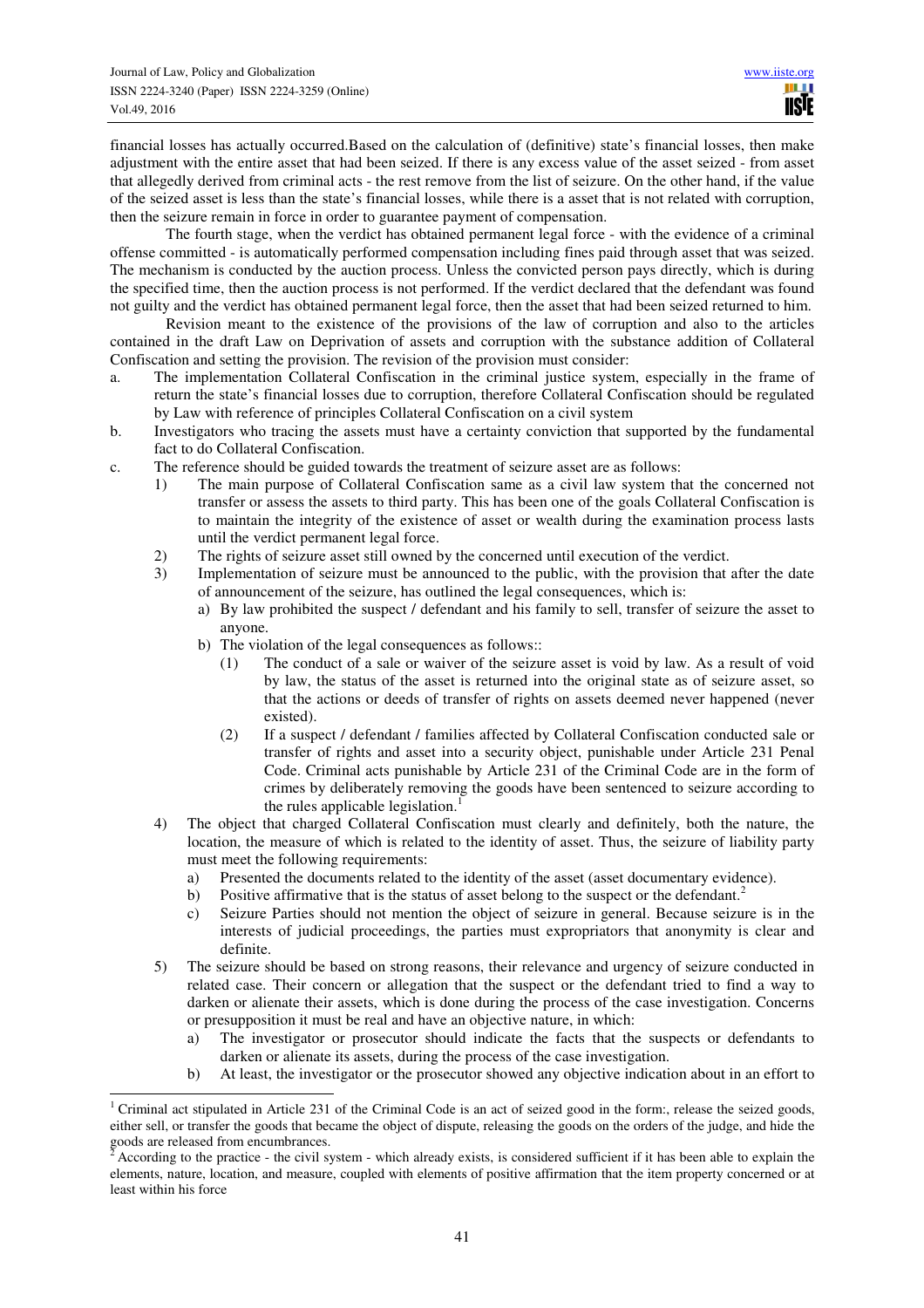financial losses has actually occurred.Based on the calculation of (definitive) state's financial losses, then make adjustment with the entire asset that had been seized. If there is any excess value of the asset seized - from asset that allegedly derived from criminal acts - the rest remove from the list of seizure. On the other hand, if the value of the seized asset is less than the state's financial losses, while there is a asset that is not related with corruption, then the seizure remain in force in order to guarantee payment of compensation.

The fourth stage, when the verdict has obtained permanent legal force - with the evidence of a criminal offense committed - is automatically performed compensation including fines paid through asset that was seized. The mechanism is conducted by the auction process. Unless the convicted person pays directly, which is during the specified time, then the auction process is not performed. If the verdict declared that the defendant was found not guilty and the verdict has obtained permanent legal force, then the asset that had been seized returned to him.

Revision meant to the existence of the provisions of the law of corruption and also to the articles contained in the draft Law on Deprivation of assets and corruption with the substance addition of Collateral Confiscation and setting the provision. The revision of the provision must consider:

a. The implementation Collateral Confiscation in the criminal justice system, especially in the frame of return the state's financial losses due to corruption, therefore Collateral Confiscation should be regulated by Law with reference of principles Collateral Confiscation on a civil system
b. Investigators who tracing the assets must have a certainty conviction that supported by the fundamental fact to do Collateral Confiscation.
c. The reference should be guided towards the treatment of seizure asset are as follows:
   1) The main purpose of Collateral Confiscation same as a civil law system that the concerned not transfer or assess the assets to third party. This has been one of the goals Collateral Confiscation is to maintain the integrity of the existence of asset or wealth during the examination process lasts until the verdict permanent legal force.
   2) The rights of seizure asset still owned by the concerned until execution of the verdict.
   3) Implementation of seizure must be announced to the public, with the provision that after the date of announcement of the seizure, has outlined the legal consequences, which is:
      a) By law prohibited the suspect / defendant and his family to sell, transfer of seizure the asset to anyone.
      b) The violation of the legal consequences as follows::
         (1) The conduct of a sale or waiver of the seizure asset is void by law. As a result of void by law, the status of the asset is returned into the original state as of seizure asset, so that the actions or deeds of transfer of rights on assets deemed never happened (never existed).
         (2) If a suspect / defendant / families affected by Collateral Confiscation conducted sale or transfer of rights and asset into a security object, punishable under Article 231 Penal Code. Criminal acts punishable by Article 231 of the Criminal Code are in the form of crimes by deliberately removing the goods have been sentenced to seizure according to the rules applicable legislation.[1]
   4) The object that charged Collateral Confiscation must clearly and definitely, both the nature, the location, the measure of which is related to the identity of asset. Thus, the seizure of liability party must meet the following requirements:
      a) Presented the documents related to the identity of the asset (asset documentary evidence).
      b) Positive affirmative that is the status of asset belong to the suspect or the defendant.[2]
      c) Seizure Parties should not mention the object of seizure in general. Because seizure is in the interests of judicial proceedings, the parties must expropriators that anonymity is clear and definite.
   5) The seizure should be based on strong reasons, their relevance and urgency of seizure conducted in related case. Their concern or allegation that the suspect or the defendant tried to find a way to darken or alienate their assets, which is done during the process of the case investigation. Concerns or presupposition it must be real and have an objective nature, in which:
      a) The investigator or prosecutor should indicate the facts that the suspects or defendants to darken or alienate its assets, during the process of the case investigation.
      b) At least, the investigator or the prosecutor showed any objective indication about in an effort to

[1] Criminal act stipulated in Article 231 of the Criminal Code is an act of seized good in the form:, release the seized goods, either sell, or transfer the goods that became the object of dispute, releasing the goods on the orders of the judge, and hide the goods are released from encumbrances.

[2] According to the practice - the civil system - which already exists, is considered sufficient if it has been able to explain the elements, nature, location, and measure, coupled with elements of positive affirmation that the item property concerned or at least within his force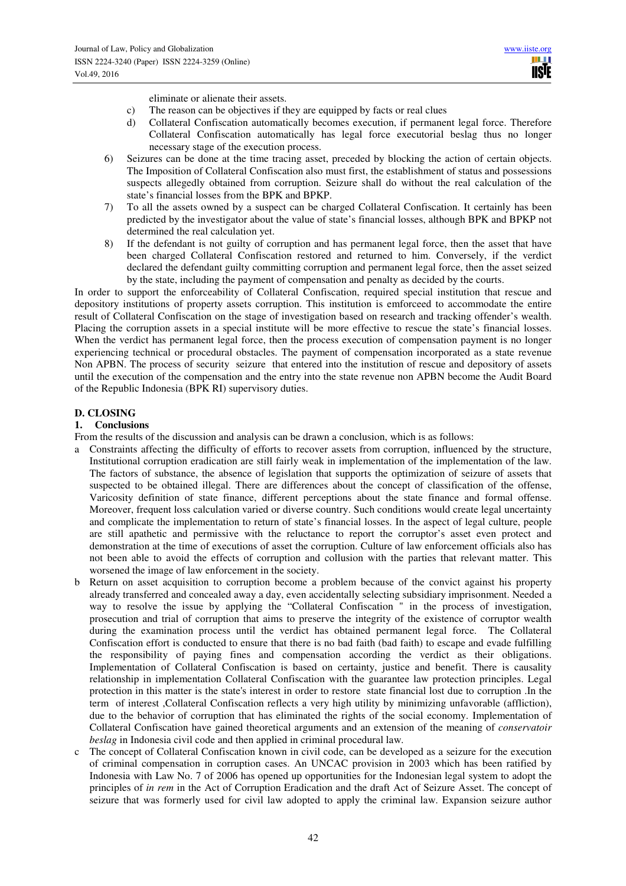eliminate or alienate their assets.

c) The reason can be objectives if they are equipped by facts or real clues

d) Collateral Confiscation automatically becomes execution, if permanent legal force. Therefore Collateral Confiscation automatically has legal force executorial beslag thus no longer necessary stage of the execution process.

6) Seizures can be done at the time tracing asset, preceded by blocking the action of certain objects. The Imposition of Collateral Confiscation also must first, the establishment of status and possessions suspects allegedly obtained from corruption. Seizure shall do without the real calculation of the state's financial losses from the BPK and BPKP.

7) To all the assets owned by a suspect can be charged Collateral Confiscation. It certainly has been predicted by the investigator about the value of state's financial losses, although BPK and BPKP not determined the real calculation yet.

8) If the defendant is not guilty of corruption and has permanent legal force, then the asset that have been charged Collateral Confiscation restored and returned to him. Conversely, if the verdict declared the defendant guilty committing corruption and permanent legal force, then the asset seized by the state, including the payment of compensation and penalty as decided by the courts.

In order to support the enforceability of Collateral Confiscation, required special institution that rescue and depository institutions of property assets corruption. This institution is emforceed to accommodate the entire result of Collateral Confiscation on the stage of investigation based on research and tracking offender's wealth. Placing the corruption assets in a special institute will be more effective to rescue the state's financial losses. When the verdict has permanent legal force, then the process execution of compensation payment is no longer experiencing technical or procedural obstacles. The payment of compensation incorporated as a state revenue Non APBN. The process of security seizure that entered into the institution of rescue and depository of assets until the execution of the compensation and the entry into the state revenue non APBN become the Audit Board of the Republic Indonesia (BPK RI) supervisory duties.

## D. CLOSING

### 1. Conclusions

From the results of the discussion and analysis can be drawn a conclusion, which is as follows:

a Constraints affecting the difficulty of efforts to recover assets from corruption, influenced by the structure, Institutional corruption eradication are still fairly weak in implementation of the implementation of the law. The factors of substance, the absence of legislation that supports the optimization of seizure of assets that suspected to be obtained illegal. There are differences about the concept of classification of the offense, Varicosity definition of state finance, different perceptions about the state finance and formal offense. Moreover, frequent loss calculation varied or diverse country. Such conditions would create legal uncertainty and complicate the implementation to return of state's financial losses. In the aspect of legal culture, people are still apathetic and permissive with the reluctance to report the corruptor's asset even protect and demonstration at the time of executions of asset the corruption. Culture of law enforcement officials also has not been able to avoid the effects of corruption and collusion with the parties that relevant matter. This worsened the image of law enforcement in the society.

b Return on asset acquisition to corruption become a problem because of the convict against his property already transferred and concealed away a day, even accidentally selecting subsidiary imprisonment. Needed a way to resolve the issue by applying the "Collateral Confiscation " in the process of investigation, prosecution and trial of corruption that aims to preserve the integrity of the existence of corruptor wealth during the examination process until the verdict has obtained permanent legal force. The Collateral Confiscation effort is conducted to ensure that there is no bad faith (bad faith) to escape and evade fulfilling the responsibility of paying fines and compensation according the verdict as their obligations. Implementation of Collateral Confiscation is based on certainty, justice and benefit. There is causality relationship in implementation Collateral Confiscation with the guarantee law protection principles. Legal protection in this matter is the state's interest in order to restore state financial lost due to corruption .In the term of interest ,Collateral Confiscation reflects a very high utility by minimizing unfavorable (affliction), due to the behavior of corruption that has eliminated the rights of the social economy. Implementation of Collateral Confiscation have gained theoretical arguments and an extension of the meaning of *conservatoir beslag* in Indonesia civil code and then applied in criminal procedural law.

c The concept of Collateral Confiscation known in civil code, can be developed as a seizure for the execution of criminal compensation in corruption cases. An UNCAC provision in 2003 which has been ratified by Indonesia with Law No. 7 of 2006 has opened up opportunities for the Indonesian legal system to adopt the principles of *in rem* in the Act of Corruption Eradication and the draft Act of Seizure Asset. The concept of seizure that was formerly used for civil law adopted to apply the criminal law. Expansion seizure author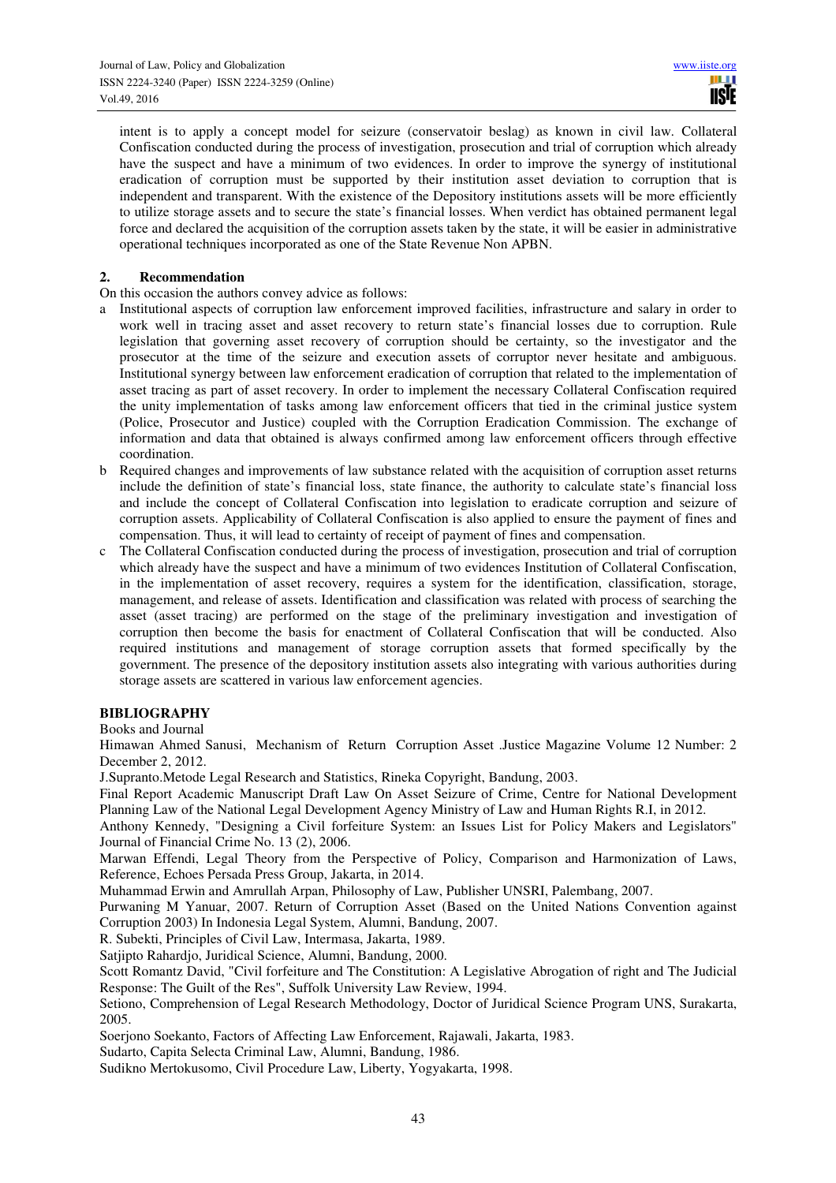intent is to apply a concept model for seizure (conservatoir beslag) as known in civil law. Collateral Confiscation conducted during the process of investigation, prosecution and trial of corruption which already have the suspect and have a minimum of two evidences. In order to improve the synergy of institutional eradication of corruption must be supported by their institution asset deviation to corruption that is independent and transparent. With the existence of the Depository institutions assets will be more efficiently to utilize storage assets and to secure the state's financial losses. When verdict has obtained permanent legal force and declared the acquisition of the corruption assets taken by the state, it will be easier in administrative operational techniques incorporated as one of the State Revenue Non APBN.

## 2. Recommendation

On this occasion the authors convey advice as follows:

a Institutional aspects of corruption law enforcement improved facilities, infrastructure and salary in order to work well in tracing asset and asset recovery to return state's financial losses due to corruption. Rule legislation that governing asset recovery of corruption should be certainty, so the investigator and the prosecutor at the time of the seizure and execution assets of corruptor never hesitate and ambiguous. Institutional synergy between law enforcement eradication of corruption that related to the implementation of asset tracing as part of asset recovery. In order to implement the necessary Collateral Confiscation required the unity implementation of tasks among law enforcement officers that tied in the criminal justice system (Police, Prosecutor and Justice) coupled with the Corruption Eradication Commission. The exchange of information and data that obtained is always confirmed among law enforcement officers through effective coordination.

b Required changes and improvements of law substance related with the acquisition of corruption asset returns include the definition of state's financial loss, state finance, the authority to calculate state's financial loss and include the concept of Collateral Confiscation into legislation to eradicate corruption and seizure of corruption assets. Applicability of Collateral Confiscation is also applied to ensure the payment of fines and compensation. Thus, it will lead to certainty of receipt of payment of fines and compensation.

c The Collateral Confiscation conducted during the process of investigation, prosecution and trial of corruption which already have the suspect and have a minimum of two evidences Institution of Collateral Confiscation, in the implementation of asset recovery, requires a system for the identification, classification, storage, management, and release of assets. Identification and classification was related with process of searching the asset (asset tracing) are performed on the stage of the preliminary investigation and investigation of corruption then become the basis for enactment of Collateral Confiscation that will be conducted. Also required institutions and management of storage corruption assets that formed specifically by the government. The presence of the depository institution assets also integrating with various authorities during storage assets are scattered in various law enforcement agencies.

## BIBLIOGRAPHY

Books and Journal

Himawan Ahmed Sanusi, Mechanism of Return Corruption Asset .Justice Magazine Volume 12 Number: 2 December 2, 2012.

J.Supranto.Metode Legal Research and Statistics, Rineka Copyright, Bandung, 2003.

Final Report Academic Manuscript Draft Law On Asset Seizure of Crime, Centre for National Development Planning Law of the National Legal Development Agency Ministry of Law and Human Rights R.I, in 2012.

Anthony Kennedy, "Designing a Civil forfeiture System: an Issues List for Policy Makers and Legislators" Journal of Financial Crime No. 13 (2), 2006.

Marwan Effendi, Legal Theory from the Perspective of Policy, Comparison and Harmonization of Laws, Reference, Echoes Persada Press Group, Jakarta, in 2014.

Muhammad Erwin and Amrullah Arpan, Philosophy of Law, Publisher UNSRI, Palembang, 2007.

Purwaning M Yanuar, 2007. Return of Corruption Asset (Based on the United Nations Convention against Corruption 2003) In Indonesia Legal System, Alumni, Bandung, 2007.

R. Subekti, Principles of Civil Law, Intermasa, Jakarta, 1989.

Satjipto Rahardjo, Juridical Science, Alumni, Bandung, 2000.

Scott Romantz David, "Civil forfeiture and The Constitution: A Legislative Abrogation of right and The Judicial Response: The Guilt of the Res", Suffolk University Law Review, 1994.

Setiono, Comprehension of Legal Research Methodology, Doctor of Juridical Science Program UNS, Surakarta, 2005.

Soerjono Soekanto, Factors of Affecting Law Enforcement, Rajawali, Jakarta, 1983.

Sudarto, Capita Selecta Criminal Law, Alumni, Bandung, 1986.

Sudikno Mertokusomo, Civil Procedure Law, Liberty, Yogyakarta, 1998.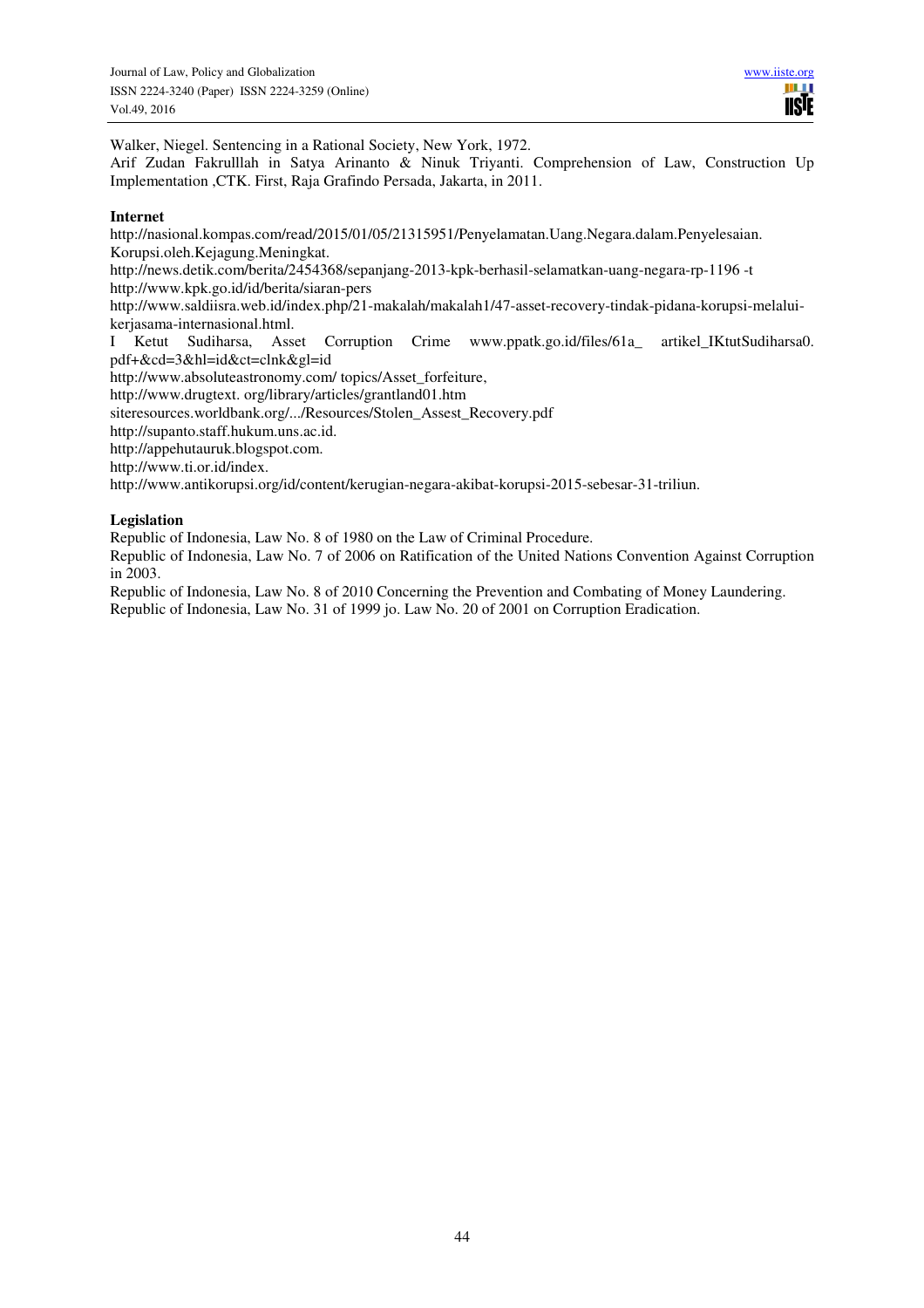Walker, Niegel. Sentencing in a Rational Society, New York, 1972.

Arif Zudan Fakrulllah in Satya Arinanto & Ninuk Triyanti. Comprehension of Law, Construction Up Implementation ,CTK. First, Raja Grafindo Persada, Jakarta, in 2011.

**Internet**

http://nasional.kompas.com/read/2015/01/05/21315951/Penyelamatan.Uang.Negara.dalam.Penyelesaian.Korupsi.oleh.Kejagung.Meningkat.

http://news.detik.com/berita/2454368/sepanjang-2013-kpk-berhasil-selamatkan-uang-negara-rp-1196 -t

http://www.kpk.go.id/id/berita/siaran-pers

http://www.saldiisra.web.id/index.php/21-makalah/makalah1/47-asset-recovery-tindak-pidana-korupsi-melalui-kerjasama-internasional.html.

I Ketut Sudiharsa, Asset Corruption Crime www.ppatk.go.id/files/61a_ artikel_IKtutSudiharsa0.pdf+&cd=3&hl=id&ct=clnk&gl=id

http://www.absoluteastronomy.com/ topics/Asset_forfeiture,

http://www.drugtext. org/library/articles/grantland01.htm

siteresources.worldbank.org/.../Resources/Stolen_Assest_Recovery.pdf

http://supanto.staff.hukum.uns.ac.id.

http://appehutauruk.blogspot.com.

http://www.ti.or.id/index.

http://www.antikorupsi.org/id/content/kerugian-negara-akibat-korupsi-2015-sebesar-31-triliun.

**Legislation**

Republic of Indonesia, Law No. 8 of 1980 on the Law of Criminal Procedure.

Republic of Indonesia, Law No. 7 of 2006 on Ratification of the United Nations Convention Against Corruption in 2003.

Republic of Indonesia, Law No. 8 of 2010 Concerning the Prevention and Combating of Money Laundering.

Republic of Indonesia, Law No. 31 of 1999 jo. Law No. 20 of 2001 on Corruption Eradication.